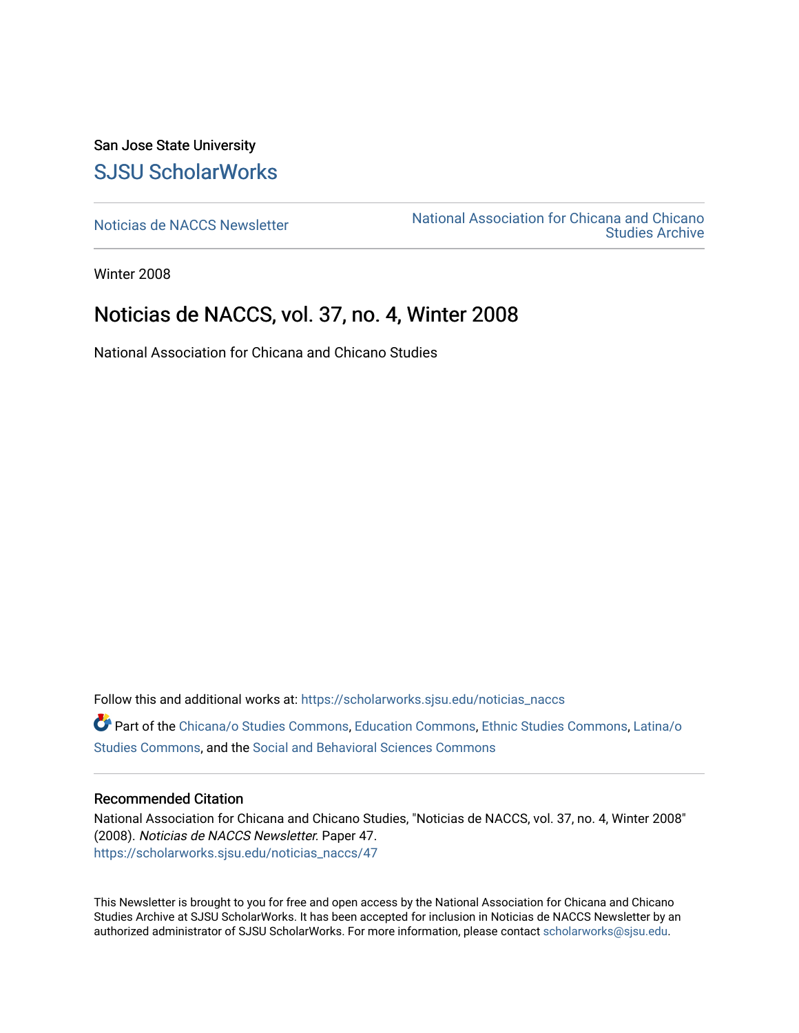San Jose State University

# SJSU ScholarWorks

Noticias de NACCS Newsletter

National Association for Chicana and Chicano Studies Archive

Winter 2008

## Noticias de NACCS, vol. 37, no. 4, Winter 2008

National Association for Chicana and Chicano Studies

Follow this and additional works at: https://scholarworks.sjsu.edu/noticias_naccs

Part of the Chicana/o Studies Commons, Education Commons, Ethnic Studies Commons, Latina/o Studies Commons, and the Social and Behavioral Sciences Commons

### Recommended Citation

National Association for Chicana and Chicano Studies, "Noticias de NACCS, vol. 37, no. 4, Winter 2008" (2008). *Noticias de NACCS Newsletter*. Paper 47.
https://scholarworks.sjsu.edu/noticias_naccs/47

This Newsletter is brought to you for free and open access by the National Association for Chicana and Chicano Studies Archive at SJSU ScholarWorks. It has been accepted for inclusion in Noticias de NACCS Newsletter by an authorized administrator of SJSU ScholarWorks. For more information, please contact scholarworks@sjsu.edu.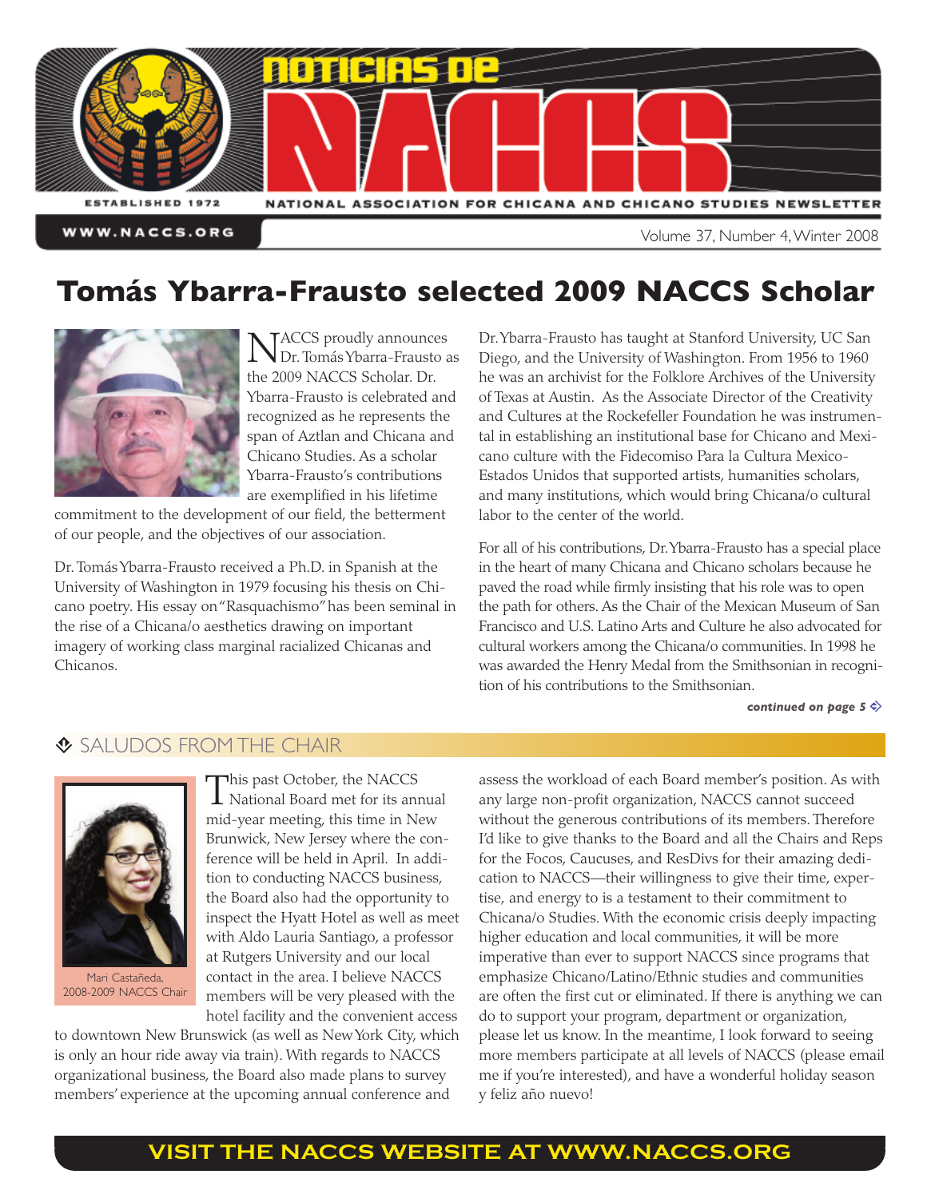# NOTICIAS DE NACCS

ESTABLISHED 1972

NATIONAL ASSOCIATION FOR CHICANA AND CHICANO STUDIES NEWSLETTER

WWW.NACCS.ORG

Volume 37, Number 4, Winter 2008

## Tomás Ybarra-Frausto selected 2009 NACCS Scholar

NACCS proudly announces Dr. Tomás Ybarra-Frausto as the 2009 NACCS Scholar. Dr. Ybarra-Frausto is celebrated and recognized as he represents the span of Aztlan and Chicana and Chicano Studies. As a scholar Ybarra-Frausto's contributions are exemplified in his lifetime commitment to the development of our field, the betterment of our people, and the objectives of our association.

Dr. Tomás Ybarra-Frausto received a Ph.D. in Spanish at the University of Washington in 1979 focusing his thesis on Chicano poetry. His essay on "Rasquachismo" has been seminal in the rise of a Chicana/o aesthetics drawing on important imagery of working class marginal racialized Chicanas and Chicanos.

Dr. Ybarra-Frausto has taught at Stanford University, UC San Diego, and the University of Washington. From 1956 to 1960 he was an archivist for the Folklore Archives of the University of Texas at Austin. As the Associate Director of the Creativity and Cultures at the Rockefeller Foundation he was instrumental in establishing an institutional base for Chicano and Mexicano culture with the Fidecomiso Para la Cultura Mexico-Estados Unidos that supported artists, humanities scholars, and many institutions, which would bring Chicana/o cultural labor to the center of the world.

For all of his contributions, Dr. Ybarra-Frausto has a special place in the heart of many Chicana and Chicano scholars because he paved the road while firmly insisting that his role was to open the path for others. As the Chair of the Mexican Museum of San Francisco and U.S. Latino Arts and Culture he also advocated for cultural workers among the Chicana/o communities. In 1998 he was awarded the Henry Medal from the Smithsonian in recognition of his contributions to the Smithsonian.

*continued on page 5*

## SALUDOS FROM THE CHAIR

Mari Castañeda, 2008-2009 NACCS Chair

This past October, the NACCS National Board met for its annual mid-year meeting, this time in New Brunswick, New Jersey where the conference will be held in April. In addition to conducting NACCS business, the Board also had the opportunity to inspect the Hyatt Hotel as well as meet with Aldo Lauria Santiago, a professor at Rutgers University and our local contact in the area. I believe NACCS members will be very pleased with the hotel facility and the convenient access to downtown New Brunswick (as well as New York City, which is only an hour ride away via train). With regards to NACCS organizational business, the Board also made plans to survey members' experience at the upcoming annual conference and assess the workload of each Board member's position. As with any large non-profit organization, NACCS cannot succeed without the generous contributions of its members. Therefore I'd like to give thanks to the Board and all the Chairs and Reps for the Focos, Caucuses, and ResDivs for their amazing dedication to NACCS—their willingness to give their time, expertise, and energy to is a testament to their commitment to Chicana/o Studies. With the economic crisis deeply impacting higher education and local communities, it will be more imperative than ever to support NACCS since programs that emphasize Chicano/Latino/Ethnic studies and communities are often the first cut or eliminated. If there is anything we can do to support your program, department or organization, please let us know. In the meantime, I look forward to seeing more members participate at all levels of NACCS (please email me if you're interested), and have a wonderful holiday season y feliz año nuevo!

**VISIT THE NACCS WEBSITE AT WWW.NACCS.ORG**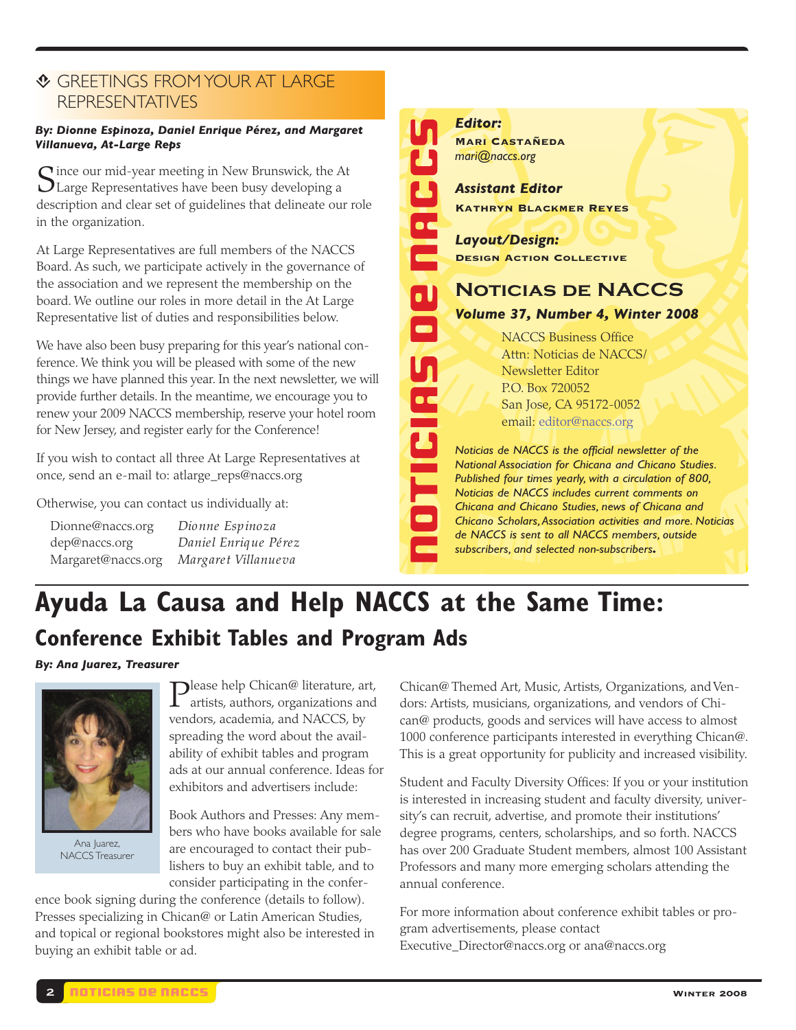## GREETINGS FROM YOUR AT LARGE REPRESENTATIVES

***By: Dionne Espinoza, Daniel Enrique Pérez, and Margaret Villanueva, At-Large Reps***

Since our mid-year meeting in New Brunswick, the At Large Representatives have been busy developing a description and clear set of guidelines that delineate our role in the organization.

At Large Representatives are full members of the NACCS Board. As such, we participate actively in the governance of the association and we represent the membership on the board. We outline our roles in more detail in the At Large Representative list of duties and responsibilities below.

We have also been busy preparing for this year's national conference. We think you will be pleased with some of the new things we have planned this year. In the next newsletter, we will provide further details. In the meantime, we encourage you to renew your 2009 NACCS membership, reserve your hotel room for New Jersey, and register early for the Conference!

If you wish to contact all three At Large Representatives at once, send an e-mail to: atlarge_reps@naccs.org

Otherwise, you can contact us individually at:

| | |
|---|---|
| Dionne@naccs.org | *Dionne Espinoza* |
| dep@naccs.org | *Daniel Enrique Pérez* |
| Margaret@naccs.org | *Margaret Villanueva* |

***Editor:***
**MARI CASTAÑEDA**
*mari@naccs.org*

***Assistant Editor***
**KATHRYN BLACKMER REYES**

***Layout/Design:***
**DESIGN ACTION COLLECTIVE**

## NOTICIAS DE NACCS

***Volume 37, Number 4, Winter 2008***

NACCS Business Office
Attn: Noticias de NACCS/
Newsletter Editor
P.O. Box 720052
San Jose, CA 95172-0052
email: editor@naccs.org

*Noticias de NACCS is the official newsletter of the National Association for Chicana and Chicano Studies. Published four times yearly, with a circulation of 800, Noticias de NACCS includes current comments on Chicana and Chicano Studies, news of Chicana and Chicano Scholars, Association activities and more. Noticias de NACCS is sent to all NACCS members, outside subscribers, and selected non-subscribers.*

# Ayuda La Causa and Help NACCS at the Same Time:

## Conference Exhibit Tables and Program Ads

***By: Ana Juarez, Treasurer***

Ana Juarez, NACCS Treasurer

Please help Chican@ literature, art, artists, authors, organizations and vendors, academia, and NACCS, by spreading the word about the availability of exhibit tables and program ads at our annual conference. Ideas for exhibitors and advertisers include:

Book Authors and Presses: Any members who have books available for sale are encouraged to contact their publishers to buy an exhibit table, and to consider participating in the conference book signing during the conference (details to follow). Presses specializing in Chican@ or Latin American Studies, and topical or regional bookstores might also be interested in buying an exhibit table or ad.

Chican@ Themed Art, Music, Artists, Organizations, and Vendors: Artists, musicians, organizations, and vendors of Chican@ products, goods and services will have access to almost 1000 conference participants interested in everything Chican@. This is a great opportunity for publicity and increased visibility.

Student and Faculty Diversity Offices: If you or your institution is interested in increasing student and faculty diversity, university's can recruit, advertise, and promote their institutions' degree programs, centers, scholarships, and so forth. NACCS has over 200 Graduate Student members, almost 100 Assistant Professors and many more emerging scholars attending the annual conference.

For more information about conference exhibit tables or program advertisements, please contact Executive_Director@naccs.org or ana@naccs.org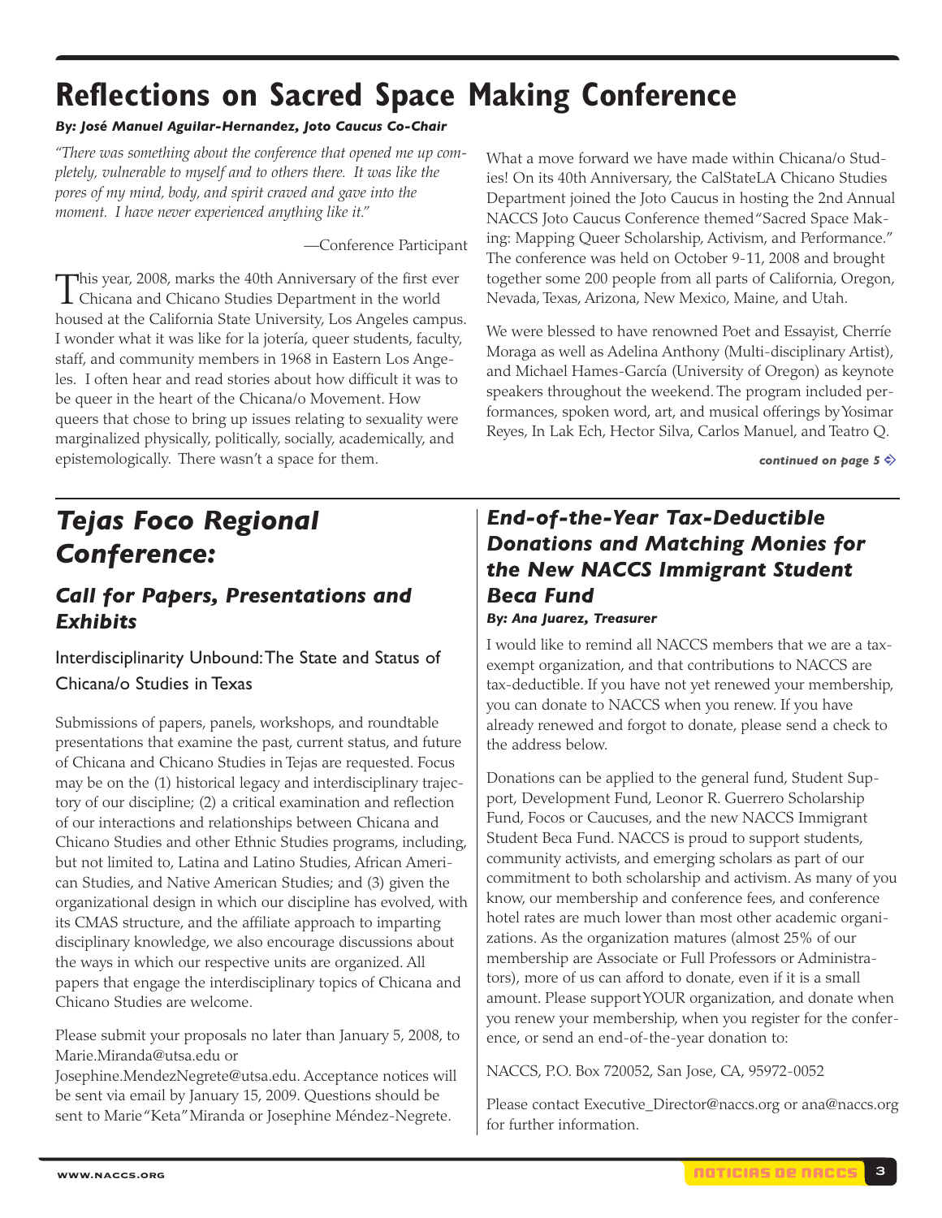# Reflections on Sacred Space Making Conference

***By: José Manuel Aguilar-Hernandez, Joto Caucus Co-Chair***

*"There was something about the conference that opened me up completely, vulnerable to myself and to others there. It was like the pores of my mind, body, and spirit craved and gave into the moment. I have never experienced anything like it."*

—Conference Participant

This year, 2008, marks the 40th Anniversary of the first ever Chicana and Chicano Studies Department in the world housed at the California State University, Los Angeles campus. I wonder what it was like for la jotería, queer students, faculty, staff, and community members in 1968 in Eastern Los Angeles. I often hear and read stories about how difficult it was to be queer in the heart of the Chicana/o Movement. How queers that chose to bring up issues relating to sexuality were marginalized physically, politically, socially, academically, and epistemologically. There wasn't a space for them.

What a move forward we have made within Chicana/o Studies! On its 40th Anniversary, the CalStateLA Chicano Studies Department joined the Joto Caucus in hosting the 2nd Annual NACCS Joto Caucus Conference themed "Sacred Space Making: Mapping Queer Scholarship, Activism, and Performance." The conference was held on October 9-11, 2008 and brought together some 200 people from all parts of California, Oregon, Nevada, Texas, Arizona, New Mexico, Maine, and Utah.

We were blessed to have renowned Poet and Essayist, Cherríe Moraga as well as Adelina Anthony (Multi-disciplinary Artist), and Michael Hames-García (University of Oregon) as keynote speakers throughout the weekend. The program included performances, spoken word, art, and musical offerings by Yosimar Reyes, In Lak Ech, Hector Silva, Carlos Manuel, and Teatro Q.

***continued on page 5***

## *Tejas Foco Regional Conference:*

### *Call for Papers, Presentations and Exhibits*

#### Interdisciplinarity Unbound: The State and Status of Chicana/o Studies in Texas

Submissions of papers, panels, workshops, and roundtable presentations that examine the past, current status, and future of Chicana and Chicano Studies in Tejas are requested. Focus may be on the (1) historical legacy and interdisciplinary trajectory of our discipline; (2) a critical examination and reflection of our interactions and relationships between Chicana and Chicano Studies and other Ethnic Studies programs, including, but not limited to, Latina and Latino Studies, African American Studies, and Native American Studies; and (3) given the organizational design in which our discipline has evolved, with its CMAS structure, and the affiliate approach to imparting disciplinary knowledge, we also encourage discussions about the ways in which our respective units are organized. All papers that engage the interdisciplinary topics of Chicana and Chicano Studies are welcome.

Please submit your proposals no later than January 5, 2008, to Marie.Miranda@utsa.edu or Josephine.MendezNegrete@utsa.edu. Acceptance notices will be sent via email by January 15, 2009. Questions should be sent to Marie "Keta" Miranda or Josephine Méndez-Negrete.

## *End-of-the-Year Tax-Deductible Donations and Matching Monies for the New NACCS Immigrant Student Beca Fund*

***By: Ana Juarez, Treasurer***

I would like to remind all NACCS members that we are a tax-exempt organization, and that contributions to NACCS are tax-deductible. If you have not yet renewed your membership, you can donate to NACCS when you renew. If you have already renewed and forgot to donate, please send a check to the address below.

Donations can be applied to the general fund, Student Support, Development Fund, Leonor R. Guerrero Scholarship Fund, Focos or Caucuses, and the new NACCS Immigrant Student Beca Fund. NACCS is proud to support students, community activists, and emerging scholars as part of our commitment to both scholarship and activism. As many of you know, our membership and conference fees, and conference hotel rates are much lower than most other academic organizations. As the organization matures (almost 25% of our membership are Associate or Full Professors or Administrators), more of us can afford to donate, even if it is a small amount. Please support YOUR organization, and donate when you renew your membership, when you register for the conference, or send an end-of-the-year donation to:

NACCS, P.O. Box 720052, San Jose, CA, 95972-0052

Please contact Executive_Director@naccs.org or ana@naccs.org for further information.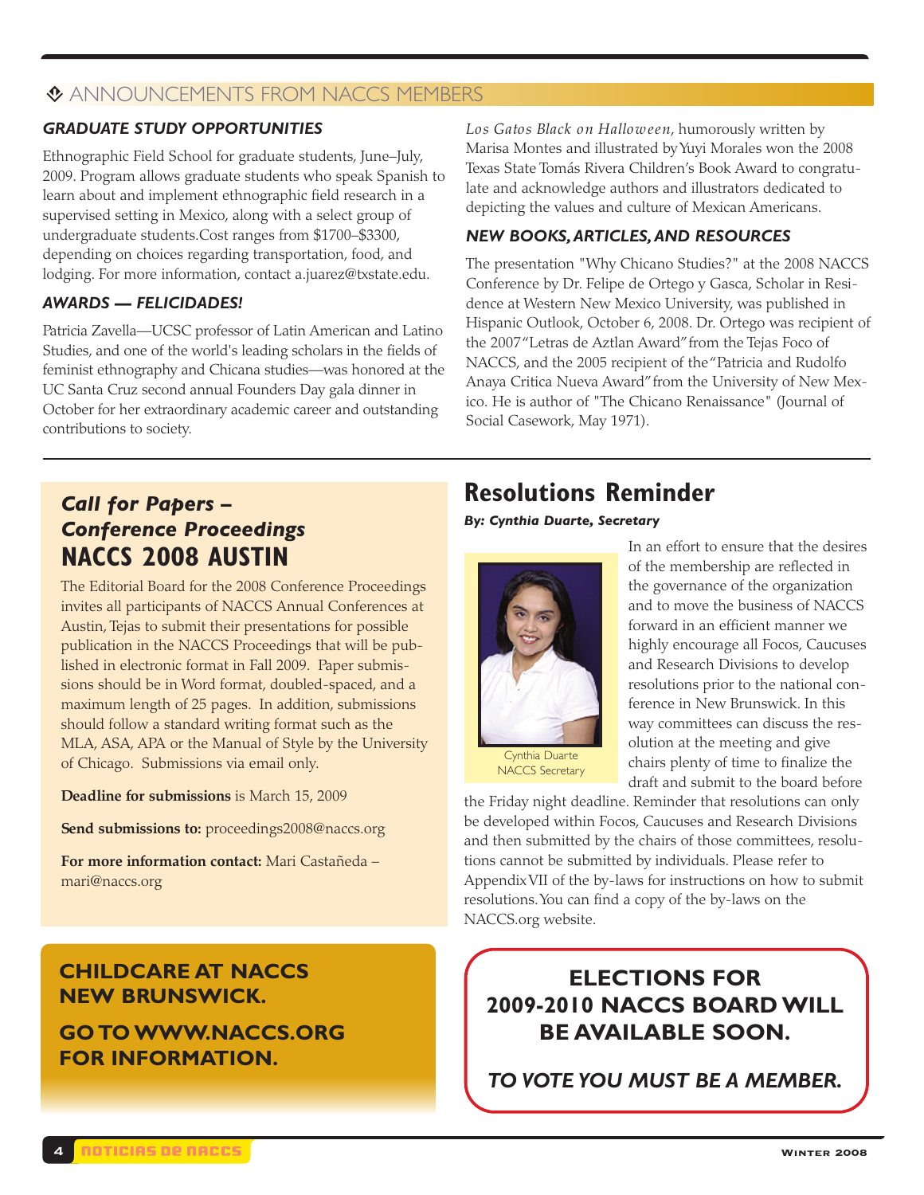## ANNOUNCEMENTS FROM NACCS MEMBERS

### *GRADUATE STUDY OPPORTUNITIES*

Ethnographic Field School for graduate students, June–July, 2009. Program allows graduate students who speak Spanish to learn about and implement ethnographic field research in a supervised setting in Mexico, along with a select group of undergraduate students.Cost ranges from $1700–$3300, depending on choices regarding transportation, food, and lodging. For more information, contact a.juarez@txstate.edu.

### *AWARDS — FELICIDADES!*

Patricia Zavella—UCSC professor of Latin American and Latino Studies, and one of the world's leading scholars in the fields of feminist ethnography and Chicana studies—was honored at the UC Santa Cruz second annual Founders Day gala dinner in October for her extraordinary academic career and outstanding contributions to society.

*Los Gatos Black on Halloween*, humorously written by Marisa Montes and illustrated by Yuyi Morales won the 2008 Texas State Tomás Rivera Children's Book Award to congratulate and acknowledge authors and illustrators dedicated to depicting the values and culture of Mexican Americans.

### *NEW BOOKS, ARTICLES, AND RESOURCES*

The presentation "Why Chicano Studies?" at the 2008 NACCS Conference by Dr. Felipe de Ortego y Gasca, Scholar in Residence at Western New Mexico University, was published in Hispanic Outlook, October 6, 2008. Dr. Ortego was recipient of the 2007 "Letras de Aztlan Award" from the Tejas Foco of NACCS, and the 2005 recipient of the "Patricia and Rudolfo Anaya Critica Nueva Award" from the University of New Mexico. He is author of "The Chicano Renaissance" (Journal of Social Casework, May 1971).

## *Call for Papers – Conference Proceedings* NACCS 2008 AUSTIN

The Editorial Board for the 2008 Conference Proceedings invites all participants of NACCS Annual Conferences at Austin, Tejas to submit their presentations for possible publication in the NACCS Proceedings that will be published in electronic format in Fall 2009. Paper submissions should be in Word format, doubled-spaced, and a maximum length of 25 pages. In addition, submissions should follow a standard writing format such as the MLA, ASA, APA or the Manual of Style by the University of Chicago. Submissions via email only.

**Deadline for submissions** is March 15, 2009

**Send submissions to:** proceedings2008@naccs.org

**For more information contact:** Mari Castañeda – mari@naccs.org

## Resolutions Reminder

***By: Cynthia Duarte, Secretary***

Cynthia Duarte
NACCS Secretary

In an effort to ensure that the desires of the membership are reflected in the governance of the organization and to move the business of NACCS forward in an efficient manner we highly encourage all Focos, Caucuses and Research Divisions to develop resolutions prior to the national conference in New Brunswick. In this way committees can discuss the resolution at the meeting and give chairs plenty of time to finalize the draft and submit to the board before the Friday night deadline. Reminder that resolutions can only be developed within Focos, Caucuses and Research Divisions and then submitted by the chairs of those committees, resolutions cannot be submitted by individuals. Please refer to Appendix VII of the by-laws for instructions on how to submit resolutions. You can find a copy of the by-laws on the NACCS.org website.

**CHILDCARE AT NACCS NEW BRUNSWICK.**

**GO TO WWW.NACCS.ORG FOR INFORMATION.**

**ELECTIONS FOR 2009-2010 NACCS BOARD WILL BE AVAILABLE SOON.**

***TO VOTE YOU MUST BE A MEMBER.***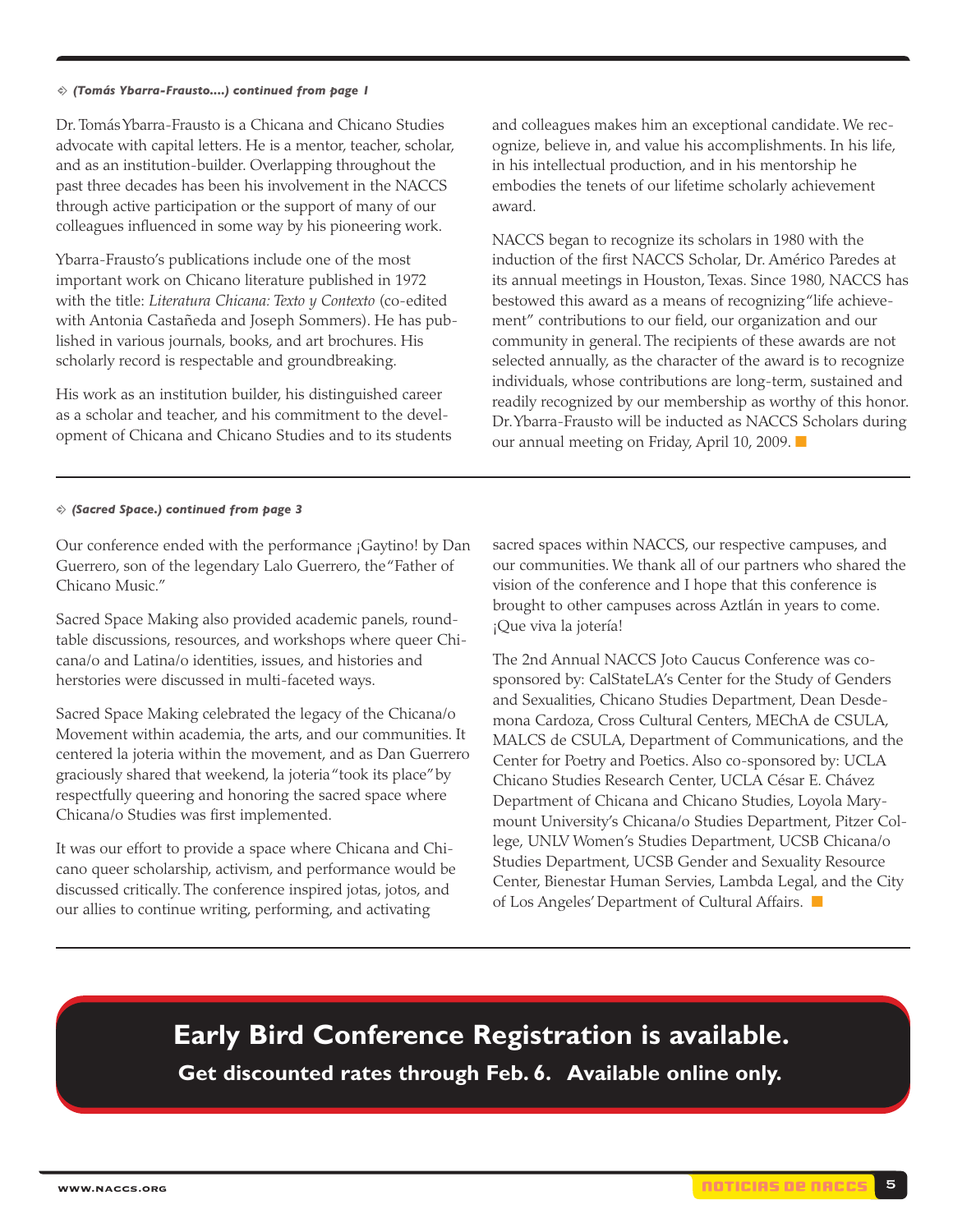*(Tomás Ybarra-Frausto….) continued from page 1*

Dr. Tomás Ybarra-Frausto is a Chicana and Chicano Studies advocate with capital letters. He is a mentor, teacher, scholar, and as an institution-builder. Overlapping throughout the past three decades has been his involvement in the NACCS through active participation or the support of many of our colleagues influenced in some way by his pioneering work.

Ybarra-Frausto's publications include one of the most important work on Chicano literature published in 1972 with the title: *Literatura Chicana: Texto y Contexto* (co-edited with Antonia Castañeda and Joseph Sommers). He has published in various journals, books, and art brochures. His scholarly record is respectable and groundbreaking.

His work as an institution builder, his distinguished career as a scholar and teacher, and his commitment to the development of Chicana and Chicano Studies and to its students and colleagues makes him an exceptional candidate. We recognize, believe in, and value his accomplishments. In his life, in his intellectual production, and in his mentorship he embodies the tenets of our lifetime scholarly achievement award.

NACCS began to recognize its scholars in 1980 with the induction of the first NACCS Scholar, Dr. Américo Paredes at its annual meetings in Houston, Texas. Since 1980, NACCS has bestowed this award as a means of recognizing "life achievement" contributions to our field, our organization and our community in general. The recipients of these awards are not selected annually, as the character of the award is to recognize individuals, whose contributions are long-term, sustained and readily recognized by our membership as worthy of this honor. Dr. Ybarra-Frausto will be inducted as NACCS Scholars during our annual meeting on Friday, April 10, 2009.

---

*(Sacred Space.) continued from page 3*

Our conference ended with the performance ¡Gaytino! by Dan Guerrero, son of the legendary Lalo Guerrero, the "Father of Chicano Music."

Sacred Space Making also provided academic panels, roundtable discussions, resources, and workshops where queer Chicana/o and Latina/o identities, issues, and histories and herstories were discussed in multi-faceted ways.

Sacred Space Making celebrated the legacy of the Chicana/o Movement within academia, the arts, and our communities. It centered la joteria within the movement, and as Dan Guerrero graciously shared that weekend, la joteria "took its place" by respectfully queering and honoring the sacred space where Chicana/o Studies was first implemented.

It was our effort to provide a space where Chicana and Chicano queer scholarship, activism, and performance would be discussed critically. The conference inspired jotas, jotos, and our allies to continue writing, performing, and activating sacred spaces within NACCS, our respective campuses, and our communities. We thank all of our partners who shared the vision of the conference and I hope that this conference is brought to other campuses across Aztlán in years to come. ¡Que viva la jotería!

The 2nd Annual NACCS Joto Caucus Conference was co-sponsored by: CalStateLA's Center for the Study of Genders and Sexualities, Chicano Studies Department, Dean Desdemona Cardoza, Cross Cultural Centers, MEChA de CSULA, MALCS de CSULA, Department of Communications, and the Center for Poetry and Poetics. Also co-sponsored by: UCLA Chicano Studies Research Center, UCLA César E. Chávez Department of Chicana and Chicano Studies, Loyola Marymount University's Chicana/o Studies Department, Pitzer College, UNLV Women's Studies Department, UCSB Chicana/o Studies Department, UCSB Gender and Sexuality Resource Center, Bienestar Human Servies, Lambda Legal, and the City of Los Angeles' Department of Cultural Affairs.

---

**Early Bird Conference Registration is available.**

**Get discounted rates through Feb. 6. Available online only.**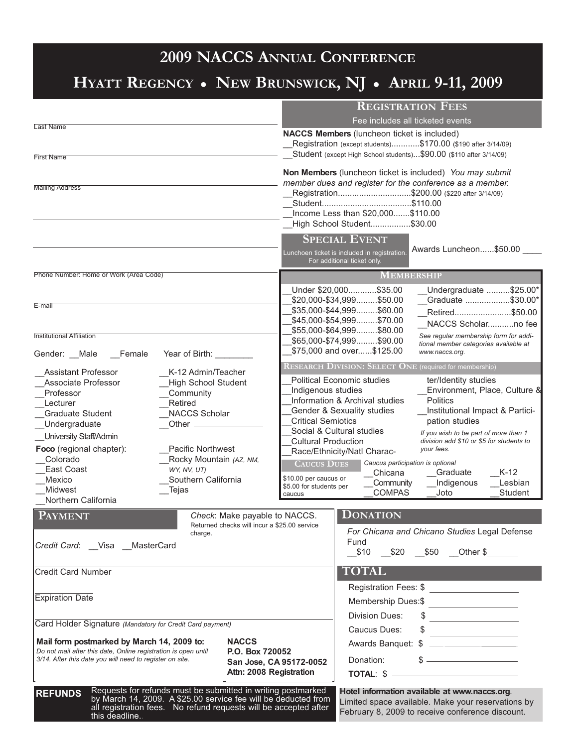# 2009 NACCS Annual Conference

## Hyatt Regency • New Brunswick, NJ • April 9-11, 2009

Last Name

First Name

Mailing Address

Phone Number: Home or Work (Area Code)

E-mail

Institutional Affiliation

Gender: __Male __Female Year of Birth: ________

__Assistant Professor
__Associate Professor
__Professor
__Lecturer
__Graduate Student
__Undergraduate
__University Staff/Admin
__K-12 Admin/Teacher
__High School Student
__Community
__Retired
__NACCS Scholar
__Other ______________

**Foco** (regional chapter):

__Colorado
__East Coast
__Mexico
__Midwest
__Northern California
__Pacific Northwest
__Rocky Mountain *(AZ, NM, WY, NV, UT)*
__Southern California
__Tejas

### Registration Fees

Fee includes all ticketed events

**NACCS Members** (luncheon ticket is included)

__Registration (except students)............$170.00 ($190 after 3/14/09)
__Student (except High School students)...$90.00 ($110 after 3/14/09)

**Non Members** (luncheon ticket is included) *You may submit member dues and register for the conference as a member.*

__Registration..............................$200.00 ($220 after 3/14/09)
__Student.....................................$110.00
__Income Less than $20,000.......$110.00
__High School Student.................$30.00

### Special Event

Lunchoen ticket is included in registration. For additional ticket only.

Awards Luncheon......$50.00 ____

### Membership

__Under $20,000............$35.00
__$20,000-$34,999.........$50.00
__$35,000-$44,999.........$60.00
__$45,000-$54,999.........$70.00
__$55,000-$64,999.........$80.00
__$65,000-$74,999.........$90.00
__$75,000 and over......$125.00

__Undergraduate ..........$25.00*
__Graduate ...................$30.00*
__Retired........................$50.00
__NACCS Scholar..........no fee

*See regular membership form for additional member categories available at www.naccs.org.*

### Research Division: Select One (required for membership)

__Political Economic studies
__Indigenous studies
__Information & Archival studies
__Gender & Sexuality studies
__Critical Semiotics
__Social & Cultural studies
__Cultural Production
__Race/Ethnicity/Natl Character/Identity studies
__Environment, Place, Culture & Politics
__Institutional Impact & Participation studies

*If you wish to be part of more than 1 division add $10 or $5 for students to your fees.*

### Caucus Dues

*Caucus participation is optional*

$10.00 per caucus or $5.00 for students per caucus

__Chicana __Community __COMPAS __Graduate __Indigenous __Joto __K-12 __Lesbian __Student

### Payment

*Check*: Make payable to NACCS. Returned checks will incur a $25.00 service charge.

*Credit Card*: __Visa __MasterCard

Credit Card Number

Expiration Date

Card Holder Signature *(Mandatory for Credit Card payment)*

**Mail form postmarked by March 14, 2009 to:**

*Do not mail after this date, Online registration is open until 3/14. After this date you will need to register on site.*

**NACCS**
**P.O. Box 720052**
**San Jose, CA 95172-0052**
**Attn: 2008 Registration**

### Donation

*For Chicana and Chicano Studies* Legal Defense Fund

__$10 __$20 __$50 __Other $______

### TOTAL

Registration Fees: $
Membership Dues:$
Division Dues: $
Caucus Dues: $
Awards Banquet: $
Donation: $
**TOTAL**: $

**REFUNDS** Requests for refunds must be submitted in writing postmarked by March 14, 2009. A $25.00 service fee will be deducted from all registration fees. No refund requests will be accepted after this deadline.

**Hotel information available at www.naccs.org**. Limited space available. Make your reservations by February 8, 2009 to receive conference discount.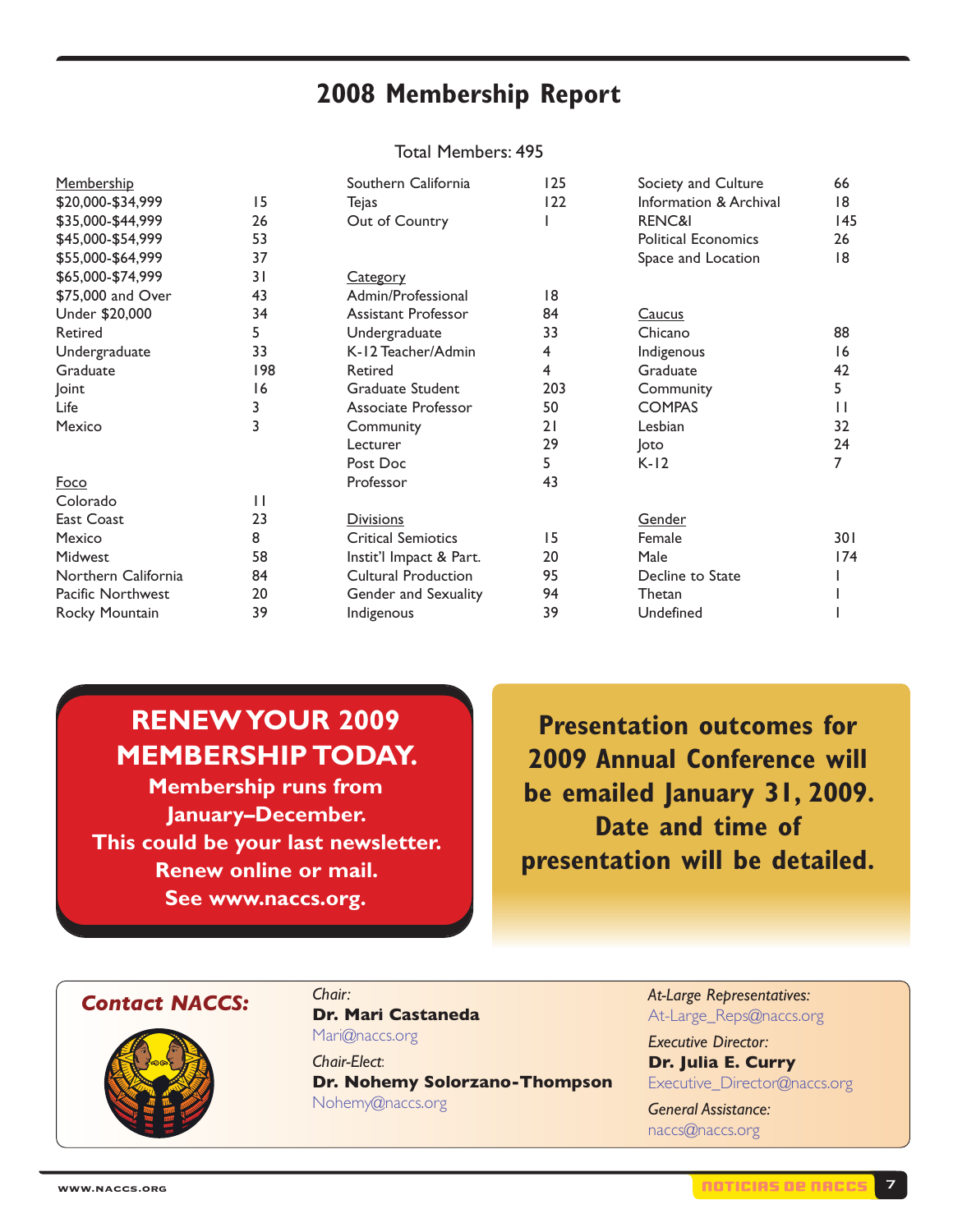# 2008 Membership Report

Total Members: 495

| Membership | |
|---|---|
| $20,000-$34,999 | 15 |
| $35,000-$44,999 | 26 |
| $45,000-$54,999 | 53 |
| $55,000-$64,999 | 37 |
| $65,000-$74,999 | 31 |
| $75,000 and Over | 43 |
| Under $20,000 | 34 |
| Retired | 5 |
| Undergraduate | 33 |
| Graduate | 198 |
| Joint | 16 |
| Life | 3 |
| Mexico | 3 |

| Foco | |
|---|---|
| Colorado | 11 |
| East Coast | 23 |
| Mexico | 8 |
| Midwest | 58 |
| Northern California | 84 |
| Pacific Northwest | 20 |
| Rocky Mountain | 39 |
| Southern California | 125 |
| Tejas | 122 |
| Out of Country | 1 |

| Category | |
|---|---|
| Admin/Professional | 18 |
| Assistant Professor | 84 |
| Undergraduate | 33 |
| K-12 Teacher/Admin | 4 |
| Retired | 4 |
| Graduate Student | 203 |
| Associate Professor | 50 |
| Community | 21 |
| Lecturer | 29 |
| Post Doc | 5 |
| Professor | 43 |

| Divisions | |
|---|---|
| Critical Semiotics | 15 |
| Instit'l Impact & Part. | 20 |
| Cultural Production | 95 |
| Gender and Sexuality | 94 |
| Indigenous | 39 |
| Society and Culture | 66 |
| Information & Archival | 18 |
| RENC&I | 145 |
| Political Economics | 26 |
| Space and Location | 18 |

| Caucus | |
|---|---|
| Chicano | 88 |
| Indigenous | 16 |
| Graduate | 42 |
| Community | 5 |
| COMPAS | 11 |
| Lesbian | 32 |
| Joto | 24 |
| K-12 | 7 |

| Gender | |
|---|---|
| Female | 301 |
| Male | 174 |
| Decline to State | 1 |
| Thetan | 1 |
| Undefined | 1 |

**RENEW YOUR 2009 MEMBERSHIP TODAY.**

**Membership runs from January–December.**
**This could be your last newsletter.**
**Renew online or mail.**
**See www.naccs.org.**

**Presentation outcomes for 2009 Annual Conference will be emailed January 31, 2009. Date and time of presentation will be detailed.**

***Contact NACCS:***

*Chair:*
**Dr. Mari Castaneda**
Mari@naccs.org

*Chair-Elect:*
**Dr. Nohemy Solorzano-Thompson**
Nohemy@naccs.org

*At-Large Representatives:*
At-Large_Reps@naccs.org

*Executive Director:*
**Dr. Julia E. Curry**
Executive_Director@naccs.org

*General Assistance:*
naccs@naccs.org